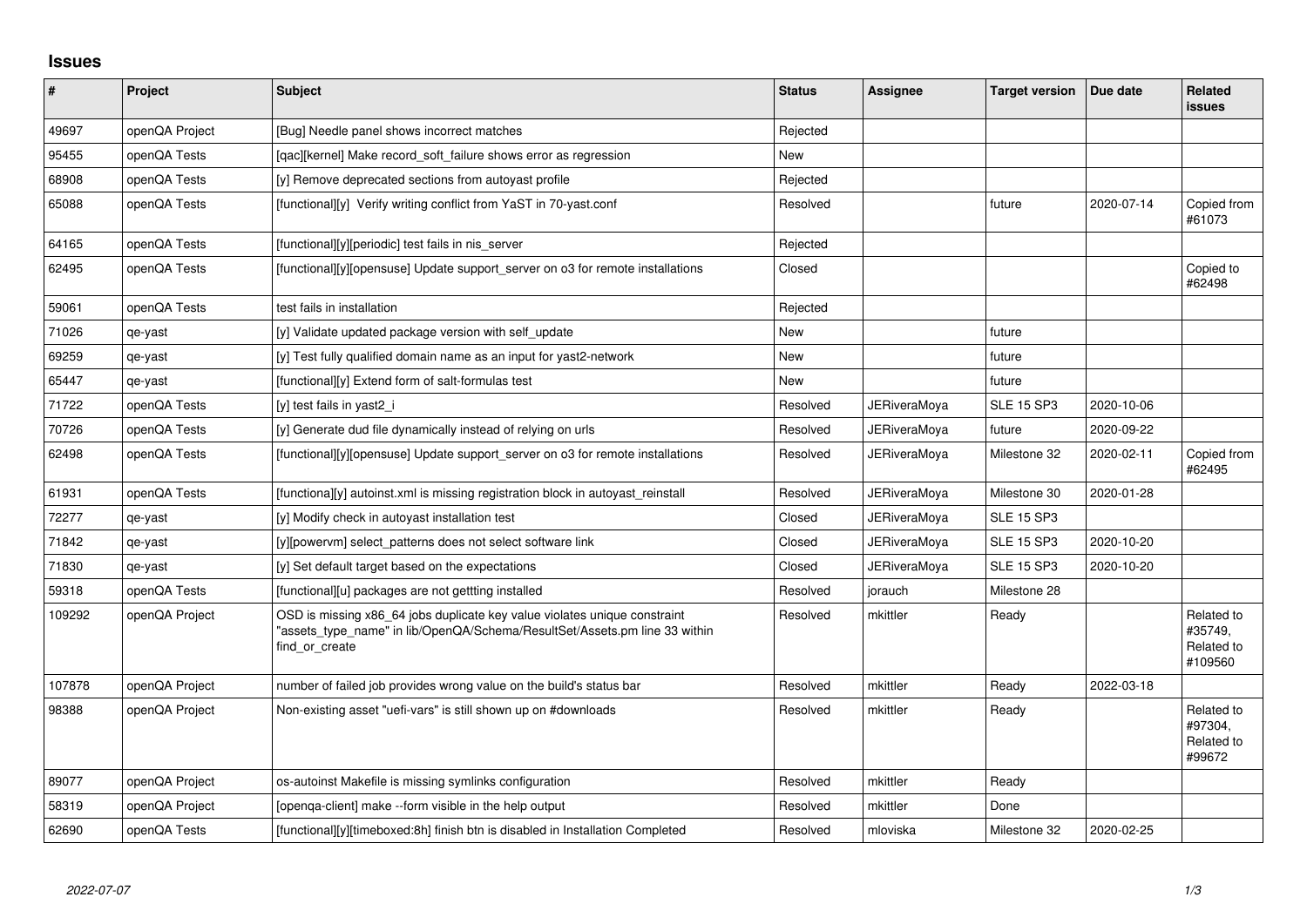# Issues

| # | Project | Subject | Status | Assignee | Target version | Due date | Related issues |
|---|---|---|---|---|---|---|---|
| 49697 | openQA Project | [Bug] Needle panel shows incorrect matches | Rejected | | | | |
| 95455 | openQA Tests | [qac][kernel] Make record_soft_failure shows error as regression | New | | | | |
| 68908 | openQA Tests | [y] Remove deprecated sections from autoyast profile | Rejected | | | | |
| 65088 | openQA Tests | [functional][y] Verify writing conflict from YaST in 70-yast.conf | Resolved | | future | 2020-07-14 | Copied from #61073 |
| 64165 | openQA Tests | [functional][y][periodic] test fails in nis_server | Rejected | | | | |
| 62495 | openQA Tests | [functional][y][opensuse] Update support_server on o3 for remote installations | Closed | | | | Copied to #62498 |
| 59061 | openQA Tests | test fails in installation | Rejected | | | | |
| 71026 | qe-yast | [y] Validate updated package version with self_update | New | | future | | |
| 69259 | qe-yast | [y] Test fully qualified domain name as an input for yast2-network | New | | future | | |
| 65447 | qe-yast | [functional][y] Extend form of salt-formulas test | New | | future | | |
| 71722 | openQA Tests | [y] test fails in yast2_i | Resolved | JERiveraMoya | SLE 15 SP3 | 2020-10-06 | |
| 70726 | openQA Tests | [y] Generate dud file dynamically instead of relying on urls | Resolved | JERiveraMoya | future | 2020-09-22 | |
| 62498 | openQA Tests | [functional][y][opensuse] Update support_server on o3 for remote installations | Resolved | JERiveraMoya | Milestone 32 | 2020-02-11 | Copied from #62495 |
| 61931 | openQA Tests | [functiona][y] autoinst.xml is missing registration block in autoyast_reinstall | Resolved | JERiveraMoya | Milestone 30 | 2020-01-28 | |
| 72277 | qe-yast | [y] Modify check in autoyast installation test | Closed | JERiveraMoya | SLE 15 SP3 | | |
| 71842 | qe-yast | [y][powervm] select_patterns does not select software link | Closed | JERiveraMoya | SLE 15 SP3 | 2020-10-20 | |
| 71830 | qe-yast | [y] Set default target based on the expectations | Closed | JERiveraMoya | SLE 15 SP3 | 2020-10-20 | |
| 59318 | openQA Tests | [functional][u] packages are not gettting installed | Resolved | jorauch | Milestone 28 | | |
| 109292 | openQA Project | OSD is missing x86_64 jobs duplicate key value violates unique constraint "assets_type_name" in lib/OpenQA/Schema/ResultSet/Assets.pm line 33 within find_or_create | Resolved | mkittler | Ready | | Related to #35749, Related to #109560 |
| 107878 | openQA Project | number of failed job provides wrong value on the build's status bar | Resolved | mkittler | Ready | 2022-03-18 | |
| 98388 | openQA Project | Non-existing asset "uefi-vars" is still shown up on #downloads | Resolved | mkittler | Ready | | Related to #97304, Related to #99672 |
| 89077 | openQA Project | os-autoinst Makefile is missing symlinks configuration | Resolved | mkittler | Ready | | |
| 58319 | openQA Project | [openqa-client] make --form visible in the help output | Resolved | mkittler | Done | | |
| 62690 | openQA Tests | [functional][y][timeboxed:8h] finish btn is disabled in Installation Completed | Resolved | mloviska | Milestone 32 | 2020-02-25 | |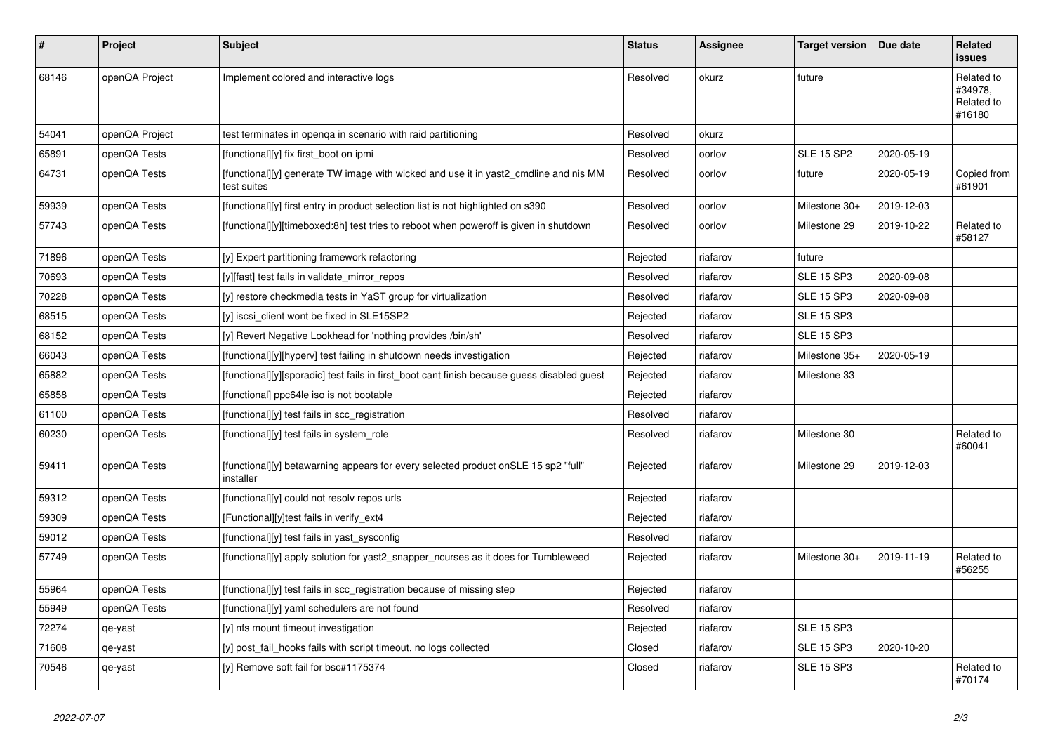| # | Project | Subject | Status | Assignee | Target version | Due date | Related issues |
|---|---|---|---|---|---|---|---|
| 68146 | openQA Project | Implement colored and interactive logs | Resolved | okurz | future | | Related to #34978, Related to #16180 |
| 54041 | openQA Project | test terminates in openqa in scenario with raid partitioning | Resolved | okurz | | | |
| 65891 | openQA Tests | [functional][y] fix first_boot on ipmi | Resolved | oorlov | SLE 15 SP2 | 2020-05-19 | |
| 64731 | openQA Tests | [functional][y] generate TW image with wicked and use it in yast2_cmdline and nis MM test suites | Resolved | oorlov | future | 2020-05-19 | Copied from #61901 |
| 59939 | openQA Tests | [functional][y] first entry in product selection list is not highlighted on s390 | Resolved | oorlov | Milestone 30+ | 2019-12-03 | |
| 57743 | openQA Tests | [functional][y][timeboxed:8h] test tries to reboot when poweroff is given in shutdown | Resolved | oorlov | Milestone 29 | 2019-10-22 | Related to #58127 |
| 71896 | openQA Tests | [y] Expert partitioning framework refactoring | Rejected | riafarov | future | | |
| 70693 | openQA Tests | [y][fast] test fails in validate_mirror_repos | Resolved | riafarov | SLE 15 SP3 | 2020-09-08 | |
| 70228 | openQA Tests | [y] restore checkmedia tests in YaST group for virtualization | Resolved | riafarov | SLE 15 SP3 | 2020-09-08 | |
| 68515 | openQA Tests | [y] iscsi_client wont be fixed in SLE15SP2 | Rejected | riafarov | SLE 15 SP3 | | |
| 68152 | openQA Tests | [y] Revert Negative Lookhead for 'nothing provides /bin/sh' | Resolved | riafarov | SLE 15 SP3 | | |
| 66043 | openQA Tests | [functional][y][hyperv] test failing in shutdown needs investigation | Rejected | riafarov | Milestone 35+ | 2020-05-19 | |
| 65882 | openQA Tests | [functional][y][sporadic] test fails in first_boot cant finish because guess disabled guest | Rejected | riafarov | Milestone 33 | | |
| 65858 | openQA Tests | [functional] ppc64le iso is not bootable | Rejected | riafarov | | | |
| 61100 | openQA Tests | [functional][y] test fails in scc_registration | Resolved | riafarov | | | |
| 60230 | openQA Tests | [functional][y] test fails in system_role | Resolved | riafarov | Milestone 30 | | Related to #60041 |
| 59411 | openQA Tests | [functional][y] betawarning appears for every selected product onSLE 15 sp2 "full" installer | Rejected | riafarov | Milestone 29 | 2019-12-03 | |
| 59312 | openQA Tests | [functional][y] could not resolv repos urls | Rejected | riafarov | | | |
| 59309 | openQA Tests | [Functional][y]test fails in verify_ext4 | Rejected | riafarov | | | |
| 59012 | openQA Tests | [functional][y] test fails in yast_sysconfig | Resolved | riafarov | | | |
| 57749 | openQA Tests | [functional][y] apply solution for yast2_snapper_ncurses as it does for Tumbleweed | Rejected | riafarov | Milestone 30+ | 2019-11-19 | Related to #56255 |
| 55964 | openQA Tests | [functional][y] test fails in scc_registration because of missing step | Rejected | riafarov | | | |
| 55949 | openQA Tests | [functional][y] yaml schedulers are not found | Resolved | riafarov | | | |
| 72274 | qe-yast | [y] nfs mount timeout investigation | Rejected | riafarov | SLE 15 SP3 | | |
| 71608 | qe-yast | [y] post_fail_hooks fails with script timeout, no logs collected | Closed | riafarov | SLE 15 SP3 | 2020-10-20 | |
| 70546 | qe-yast | [y] Remove soft fail for bsc#1175374 | Closed | riafarov | SLE 15 SP3 | | Related to #70174 |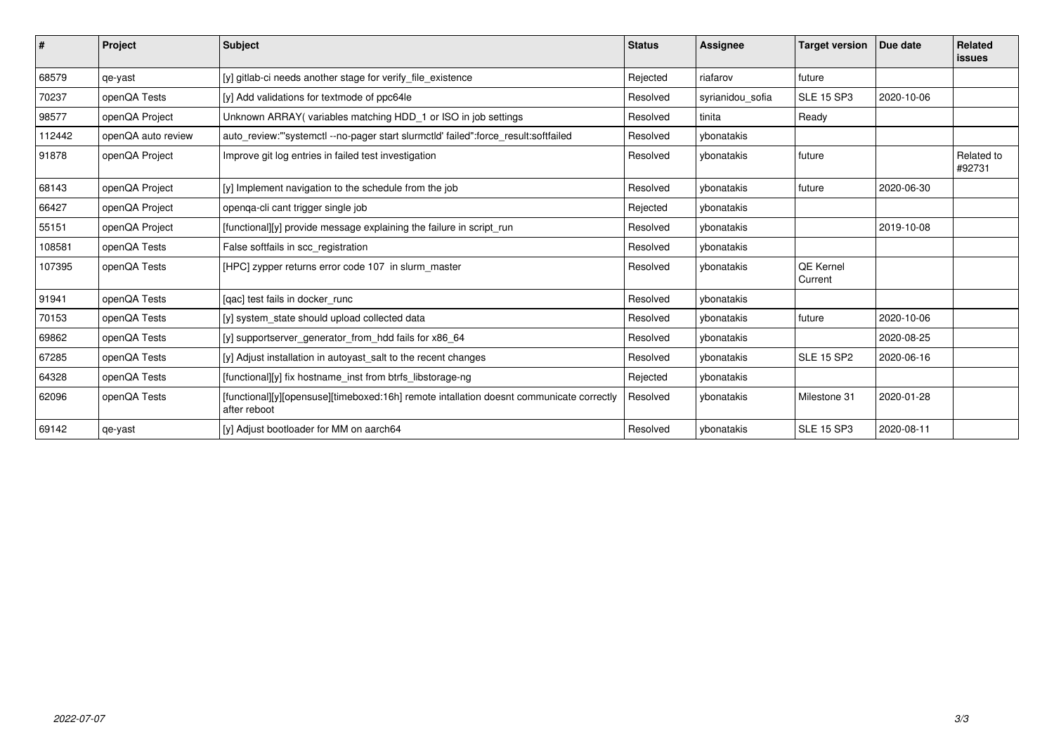| # | Project | Subject | Status | Assignee | Target version | Due date | Related issues |
|---|---|---|---|---|---|---|---|
| 68579 | qe-yast | [y] gitlab-ci needs another stage for verify_file_existence | Rejected | riafarov | future | | |
| 70237 | openQA Tests | [y] Add validations for textmode of ppc64le | Resolved | syrianidou_sofia | SLE 15 SP3 | 2020-10-06 | |
| 98577 | openQA Project | Unknown ARRAY( variables matching HDD_1 or ISO in job settings | Resolved | tinita | Ready | | |
| 112442 | openQA auto review | auto_review:"'systemctl --no-pager start slurmctld' failed":force_result:softfailed | Resolved | ybonatakis | | | |
| 91878 | openQA Project | Improve git log entries in failed test investigation | Resolved | ybonatakis | future | | Related to #92731 |
| 68143 | openQA Project | [y] Implement navigation to the schedule from the job | Resolved | ybonatakis | future | 2020-06-30 | |
| 66427 | openQA Project | openqa-cli cant trigger single job | Rejected | ybonatakis | | | |
| 55151 | openQA Project | [functional][y] provide message explaining the failure in script_run | Resolved | ybonatakis | | 2019-10-08 | |
| 108581 | openQA Tests | False softfails in scc_registration | Resolved | ybonatakis | | | |
| 107395 | openQA Tests | [HPC] zypper returns error code 107 in slurm_master | Resolved | ybonatakis | QE Kernel Current | | |
| 91941 | openQA Tests | [qac] test fails in docker_runc | Resolved | ybonatakis | | | |
| 70153 | openQA Tests | [y] system_state should upload collected data | Resolved | ybonatakis | future | 2020-10-06 | |
| 69862 | openQA Tests | [y] supportserver_generator_from_hdd fails for x86_64 | Resolved | ybonatakis | | 2020-08-25 | |
| 67285 | openQA Tests | [y] Adjust installation in autoyast_salt to the recent changes | Resolved | ybonatakis | SLE 15 SP2 | 2020-06-16 | |
| 64328 | openQA Tests | [functional][y] fix hostname_inst from btrfs_libstorage-ng | Rejected | ybonatakis | | | |
| 62096 | openQA Tests | [functional][y][opensuse][timeboxed:16h] remote intallation doesnt communicate correctly after reboot | Resolved | ybonatakis | Milestone 31 | 2020-01-28 | |
| 69142 | qe-yast | [y] Adjust bootloader for MM on aarch64 | Resolved | ybonatakis | SLE 15 SP3 | 2020-08-11 | |

*2022-07-07*